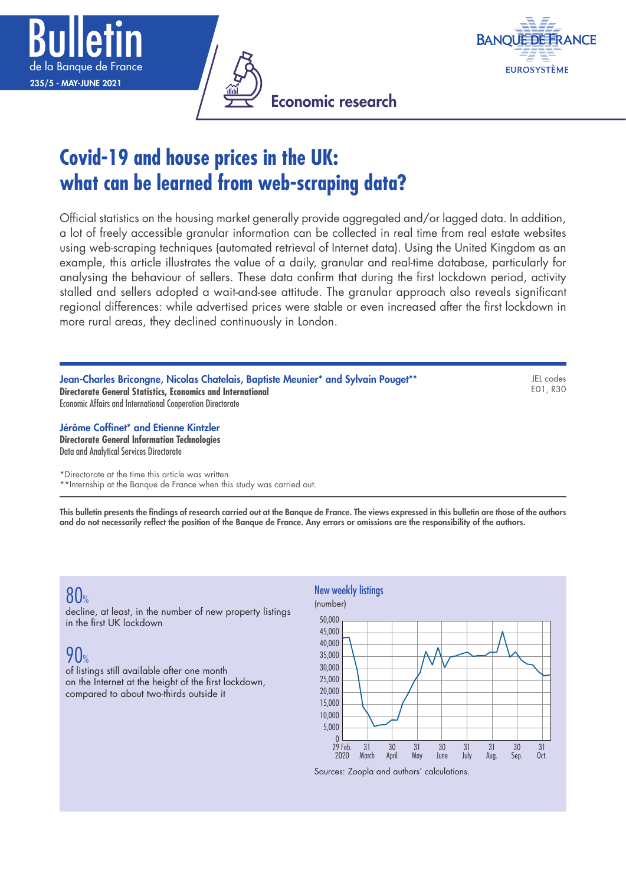Bulletin
de la Banque de France
235/5 - MAY-JUNE 2021

Economic research

# Covid-19 and house prices in the UK: what can be learned from web-scraping data?

Official statistics on the housing market generally provide aggregated and/or lagged data. In addition, a lot of freely accessible granular information can be collected in real time from real estate websites using web-scraping techniques (automated retrieval of Internet data). Using the United Kingdom as an example, this article illustrates the value of a daily, granular and real-time database, particularly for analysing the behaviour of sellers. These data confirm that during the first lockdown period, activity stalled and sellers adopted a wait-and-see attitude. The granular approach also reveals significant regional differences: while advertised prices were stable or even increased after the first lockdown in more rural areas, they declined continuously in London.

**Jean-Charles Bricongne, Nicolas Chatelais, Baptiste Meunier* and Sylvain Pouget****
**Directorate General Statistics, Economics and International**
Economic Affairs and International Cooperation Directorate

JEL codes
E01, R30

**Jérôme Coffinet* and Etienne Kintzler**
**Directorate General Information Technologies**
Data and Analytical Services Directorate

*Directorate at the time this article was written.
**Internship at the Banque de France when this study was carried out.

**This bulletin presents the findings of research carried out at the Banque de France. The views expressed in this bulletin are those of the authors and do not necessarily reflect the position of the Banque de France. Any errors or omissions are the responsibility of the authors.**

80%
decline, at least, in the number of new property listings in the first UK lockdown

90%
of listings still available after one month on the Internet at the height of the first lockdown, compared to about two-thirds outside it

New weekly listings
(number)

Sources: Zoopla and authors' calculations.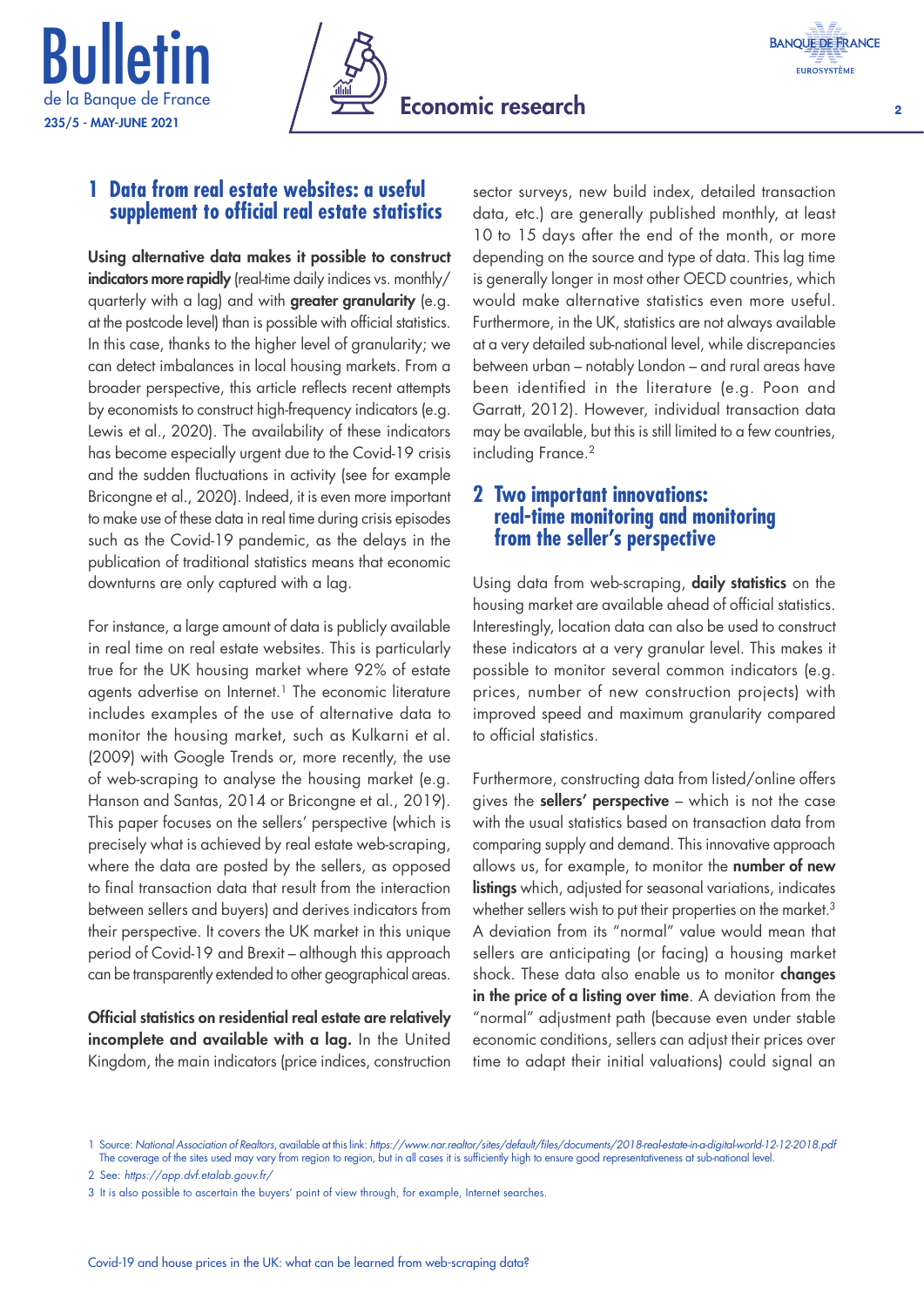## 1 Data from real estate websites: a useful supplement to official real estate statistics

**Using alternative data makes it possible to construct indicators more rapidly** (real-time daily indices vs. monthly/quarterly with a lag) and with **greater granularity** (e.g. at the postcode level) than is possible with official statistics. In this case, thanks to the higher level of granularity; we can detect imbalances in local housing markets. From a broader perspective, this article reflects recent attempts by economists to construct high-frequency indicators (e.g. Lewis et al., 2020). The availability of these indicators has become especially urgent due to the Covid-19 crisis and the sudden fluctuations in activity (see for example Bricongne et al., 2020). Indeed, it is even more important to make use of these data in real time during crisis episodes such as the Covid-19 pandemic, as the delays in the publication of traditional statistics means that economic downturns are only captured with a lag.

For instance, a large amount of data is publicly available in real time on real estate websites. This is particularly true for the UK housing market where 92% of estate agents advertise on Internet.[1] The economic literature includes examples of the use of alternative data to monitor the housing market, such as Kulkarni et al. (2009) with Google Trends or, more recently, the use of web-scraping to analyse the housing market (e.g. Hanson and Santas, 2014 or Bricongne et al., 2019). This paper focuses on the sellers' perspective (which is precisely what is achieved by real estate web-scraping, where the data are posted by the sellers, as opposed to final transaction data that result from the interaction between sellers and buyers) and derives indicators from their perspective. It covers the UK market in this unique period of Covid-19 and Brexit – although this approach can be transparently extended to other geographical areas.

**Official statistics on residential real estate are relatively incomplete and available with a lag.** In the United Kingdom, the main indicators (price indices, construction sector surveys, new build index, detailed transaction data, etc.) are generally published monthly, at least 10 to 15 days after the end of the month, or more depending on the source and type of data. This lag time is generally longer in most other OECD countries, which would make alternative statistics even more useful. Furthermore, in the UK, statistics are not always available at a very detailed sub-national level, while discrepancies between urban – notably London – and rural areas have been identified in the literature (e.g. Poon and Garratt, 2012). However, individual transaction data may be available, but this is still limited to a few countries, including France.[2]

## 2 Two important innovations: real-time monitoring and monitoring from the seller's perspective

Using data from web-scraping, **daily statistics** on the housing market are available ahead of official statistics. Interestingly, location data can also be used to construct these indicators at a very granular level. This makes it possible to monitor several common indicators (e.g. prices, number of new construction projects) with improved speed and maximum granularity compared to official statistics.

Furthermore, constructing data from listed/online offers gives the **sellers' perspective** – which is not the case with the usual statistics based on transaction data from comparing supply and demand. This innovative approach allows us, for example, to monitor the **number of new listings** which, adjusted for seasonal variations, indicates whether sellers wish to put their properties on the market.[3] A deviation from its "normal" value would mean that sellers are anticipating (or facing) a housing market shock. These data also enable us to monitor **changes in the price of a listing over time**. A deviation from the "normal" adjustment path (because even under stable economic conditions, sellers can adjust their prices over time to adapt their initial valuations) could signal an

---

1 Source: *National Association of Realtors*, available at this link: *https://www.nar.realtor/sites/default/files/documents/2018-real-estate-in-a-digital-world-12-12-2018.pdf* The coverage of the sites used may vary from region to region, but in all cases it is sufficiently high to ensure good representativeness at sub-national level.

2 See: *https://app.dvf.etalab.gouv.fr/*

3 It is also possible to ascertain the buyers' point of view through, for example, Internet searches.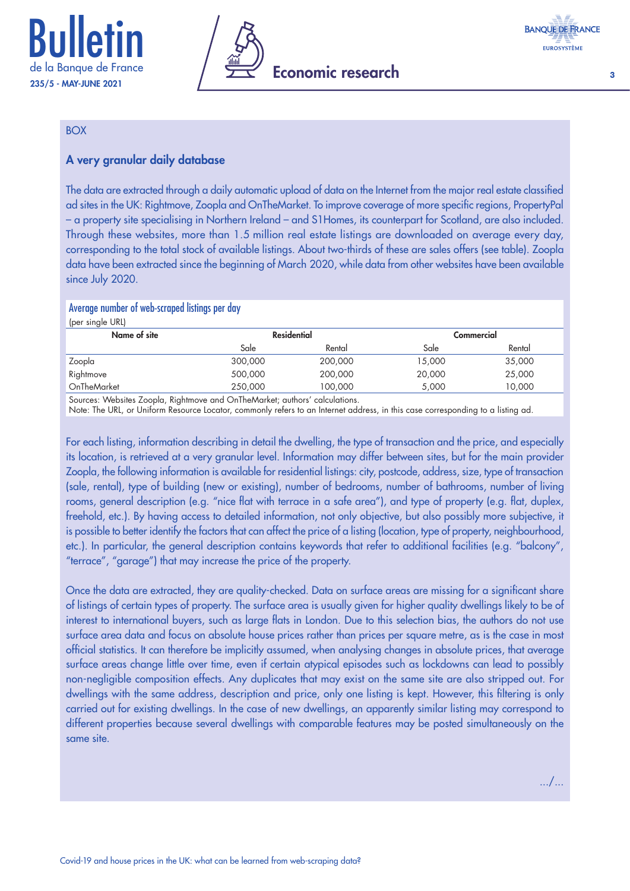BOX

## A very granular daily database

The data are extracted through a daily automatic upload of data on the Internet from the major real estate classified ad sites in the UK: Rightmove, Zoopla and OnTheMarket. To improve coverage of more specific regions, PropertyPal – a property site specialising in Northern Ireland – and S1Homes, its counterpart for Scotland, are also included. Through these websites, more than 1.5 million real estate listings are downloaded on average every day, corresponding to the total stock of available listings. About two-thirds of these are sales offers (see table). Zoopla data have been extracted since the beginning of March 2020, while data from other websites have been available since July 2020.

**Average number of web-scraped listings per day**

(per single URL)

| Name of site | Residential | | Commercial | |
|---|---|---|---|---|
| | Sale | Rental | Sale | Rental |
| Zoopla | 300,000 | 200,000 | 15,000 | 35,000 |
| Rightmove | 500,000 | 200,000 | 20,000 | 25,000 |
| OnTheMarket | 250,000 | 100,000 | 5,000 | 10,000 |

Sources: Websites Zoopla, Rightmove and OnTheMarket; authors' calculations.
Note: The URL, or Uniform Resource Locator, commonly refers to an Internet address, in this case corresponding to a listing ad.

For each listing, information describing in detail the dwelling, the type of transaction and the price, and especially its location, is retrieved at a very granular level. Information may differ between sites, but for the main provider Zoopla, the following information is available for residential listings: city, postcode, address, size, type of transaction (sale, rental), type of building (new or existing), number of bedrooms, number of bathrooms, number of living rooms, general description (e.g. "nice flat with terrace in a safe area"), and type of property (e.g. flat, duplex, freehold, etc.). By having access to detailed information, not only objective, but also possibly more subjective, it is possible to better identify the factors that can affect the price of a listing (location, type of property, neighbourhood, etc.). In particular, the general description contains keywords that refer to additional facilities (e.g. "balcony", "terrace", "garage") that may increase the price of the property.

Once the data are extracted, they are quality-checked. Data on surface areas are missing for a significant share of listings of certain types of property. The surface area is usually given for higher quality dwellings likely to be of interest to international buyers, such as large flats in London. Due to this selection bias, the authors do not use surface area data and focus on absolute house prices rather than prices per square metre, as is the case in most official statistics. It can therefore be implicitly assumed, when analysing changes in absolute prices, that average surface areas change little over time, even if certain atypical episodes such as lockdowns can lead to possibly non-negligible composition effects. Any duplicates that may exist on the same site are also stripped out. For dwellings with the same address, description and price, only one listing is kept. However, this filtering is only carried out for existing dwellings. In the case of new dwellings, an apparently similar listing may correspond to different properties because several dwellings with comparable features may be posted simultaneously on the same site.

.../...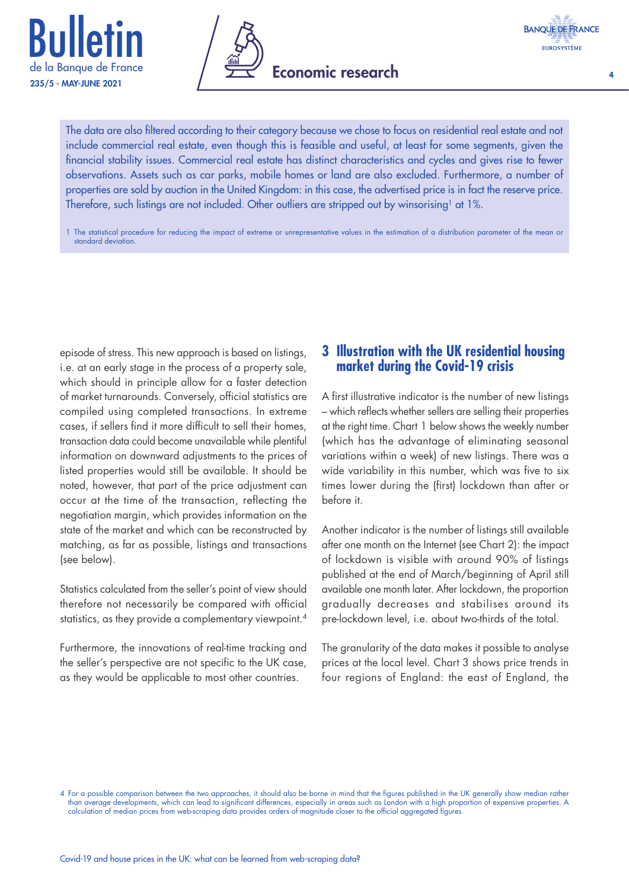The data are also filtered according to their category because we chose to focus on residential real estate and not include commercial real estate, even though this is feasible and useful, at least for some segments, given the financial stability issues. Commercial real estate has distinct characteristics and cycles and gives rise to fewer observations. Assets such as car parks, mobile homes or land are also excluded. Furthermore, a number of properties are sold by auction in the United Kingdom: in this case, the advertised price is in fact the reserve price. Therefore, such listings are not included. Other outliers are stripped out by winsorising[1] at 1%.

1 The statistical procedure for reducing the impact of extreme or unrepresentative values in the estimation of a distribution parameter of the mean or standard deviation.

episode of stress. This new approach is based on listings, i.e. at an early stage in the process of a property sale, which should in principle allow for a faster detection of market turnarounds. Conversely, official statistics are compiled using completed transactions. In extreme cases, if sellers find it more difficult to sell their homes, transaction data could become unavailable while plentiful information on downward adjustments to the prices of listed properties would still be available. It should be noted, however, that part of the price adjustment can occur at the time of the transaction, reflecting the negotiation margin, which provides information on the state of the market and which can be reconstructed by matching, as far as possible, listings and transactions (see below).

Statistics calculated from the seller's point of view should therefore not necessarily be compared with official statistics, as they provide a complementary viewpoint.[4]

Furthermore, the innovations of real-time tracking and the seller's perspective are not specific to the UK case, as they would be applicable to most other countries.

## 3 Illustration with the UK residential housing market during the Covid-19 crisis

A first illustrative indicator is the number of new listings – which reflects whether sellers are selling their properties at the right time. Chart 1 below shows the weekly number (which has the advantage of eliminating seasonal variations within a week) of new listings. There was a wide variability in this number, which was five to six times lower during the (first) lockdown than after or before it.

Another indicator is the number of listings still available after one month on the Internet (see Chart 2): the impact of lockdown is visible with around 90% of listings published at the end of March/beginning of April still available one month later. After lockdown, the proportion gradually decreases and stabilises around its pre-lockdown level, i.e. about two-thirds of the total.

The granularity of the data makes it possible to analyse prices at the local level. Chart 3 shows price trends in four regions of England: the east of England, the

4 For a possible comparison between the two approaches, it should also be borne in mind that the figures published in the UK generally show median rather than average developments, which can lead to significant differences, especially in areas such as London with a high proportion of expensive properties. A calculation of median prices from web-scraping data provides orders of magnitude closer to the official aggregated figures.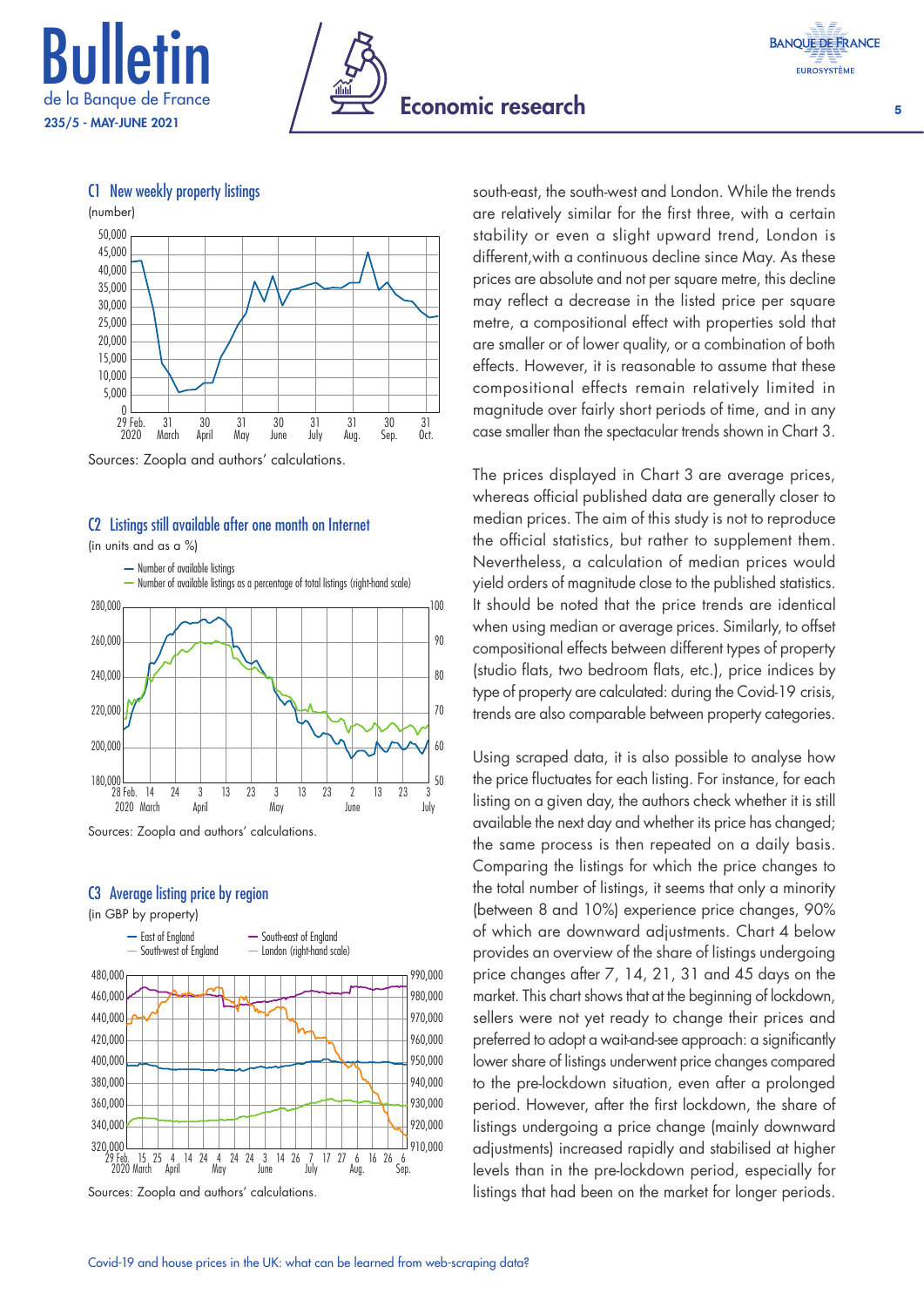C1 New weekly property listings

(number)

Sources: Zoopla and authors' calculations.

C2 Listings still available after one month on Internet

(in units and as a %)

Sources: Zoopla and authors' calculations.

C3 Average listing price by region

(in GBP by property)

Sources: Zoopla and authors' calculations.

south-east, the south-west and London. While the trends are relatively similar for the first three, with a certain stability or even a slight upward trend, London is different, with a continuous decline since May. As these prices are absolute and not per square metre, this decline may reflect a decrease in the listed price per square metre, a compositional effect with properties sold that are smaller or of lower quality, or a combination of both effects. However, it is reasonable to assume that these compositional effects remain relatively limited in magnitude over fairly short periods of time, and in any case smaller than the spectacular trends shown in Chart 3.

The prices displayed in Chart 3 are average prices, whereas official published data are generally closer to median prices. The aim of this study is not to reproduce the official statistics, but rather to supplement them. Nevertheless, a calculation of median prices would yield orders of magnitude close to the published statistics. It should be noted that the price trends are identical when using median or average prices. Similarly, to offset compositional effects between different types of property (studio flats, two bedroom flats, etc.), price indices by type of property are calculated: during the Covid-19 crisis, trends are also comparable between property categories.

Using scraped data, it is also possible to analyse how the price fluctuates for each listing. For instance, for each listing on a given day, the authors check whether it is still available the next day and whether its price has changed; the same process is then repeated on a daily basis. Comparing the listings for which the price changes to the total number of listings, it seems that only a minority (between 8 and 10%) experience price changes, 90% of which are downward adjustments. Chart 4 below provides an overview of the share of listings undergoing price changes after 7, 14, 21, 31 and 45 days on the market. This chart shows that at the beginning of lockdown, sellers were not yet ready to change their prices and preferred to adopt a wait-and-see approach: a significantly lower share of listings underwent price changes compared to the pre-lockdown situation, even after a prolonged period. However, after the first lockdown, the share of listings undergoing a price change (mainly downward adjustments) increased rapidly and stabilised at higher levels than in the pre-lockdown period, especially for listings that had been on the market for longer periods.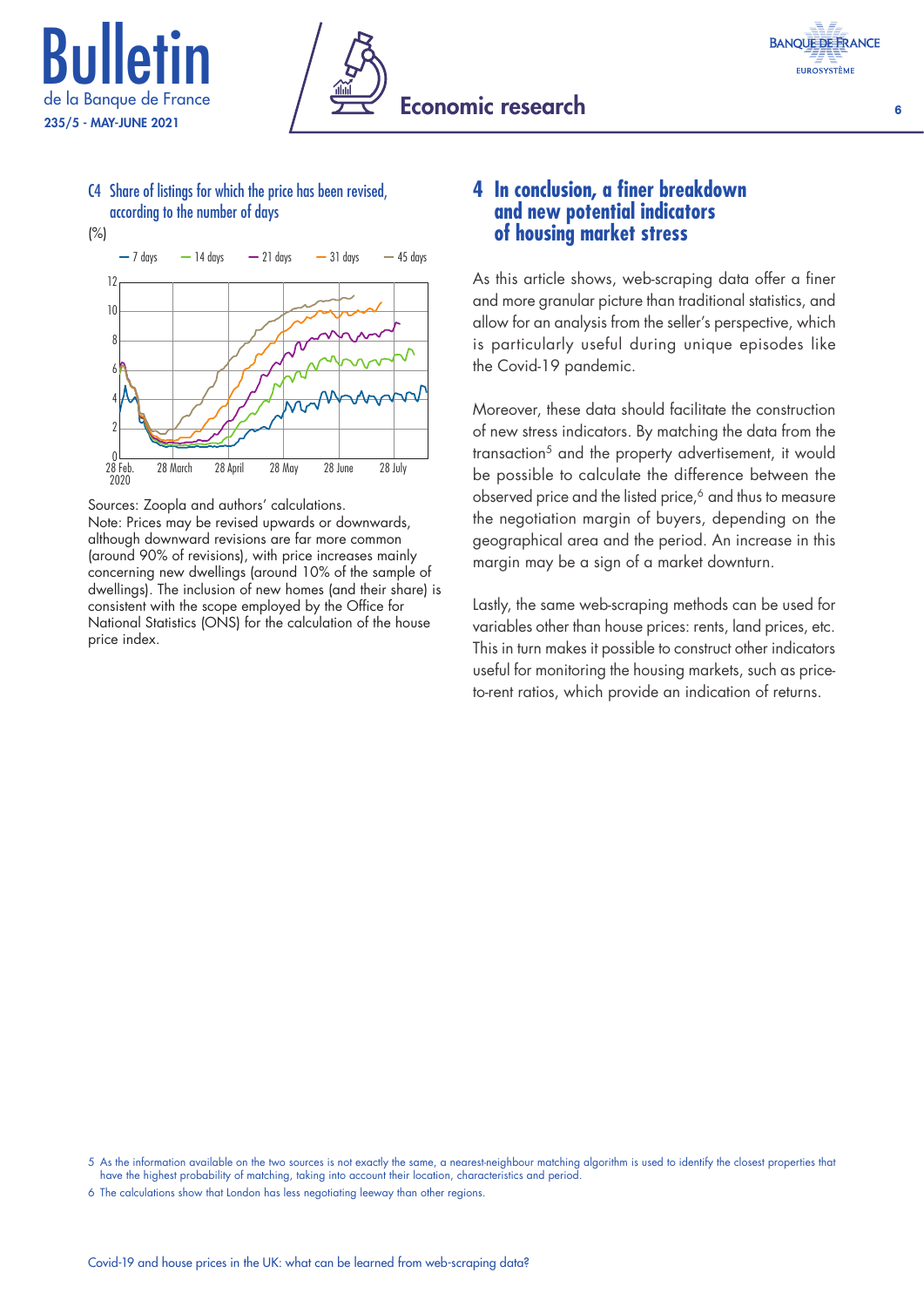C4 Share of listings for which the price has been revised, according to the number of days

(%)

Sources: Zoopla and authors' calculations.
Note: Prices may be revised upwards or downwards, although downward revisions are far more common (around 90% of revisions), with price increases mainly concerning new dwellings (around 10% of the sample of dwellings). The inclusion of new homes (and their share) is consistent with the scope employed by the Office for National Statistics (ONS) for the calculation of the house price index.

## 4 In conclusion, a finer breakdown and new potential indicators of housing market stress

As this article shows, web-scraping data offer a finer and more granular picture than traditional statistics, and allow for an analysis from the seller's perspective, which is particularly useful during unique episodes like the Covid-19 pandemic.

Moreover, these data should facilitate the construction of new stress indicators. By matching the data from the transaction[5] and the property advertisement, it would be possible to calculate the difference between the observed price and the listed price,[6] and thus to measure the negotiation margin of buyers, depending on the geographical area and the period. An increase in this margin may be a sign of a market downturn.

Lastly, the same web-scraping methods can be used for variables other than house prices: rents, land prices, etc. This in turn makes it possible to construct other indicators useful for monitoring the housing markets, such as price-to-rent ratios, which provide an indication of returns.

5 As the information available on the two sources is not exactly the same, a nearest-neighbour matching algorithm is used to identify the closest properties that have the highest probability of matching, taking into account their location, characteristics and period.

6 The calculations show that London has less negotiating leeway than other regions.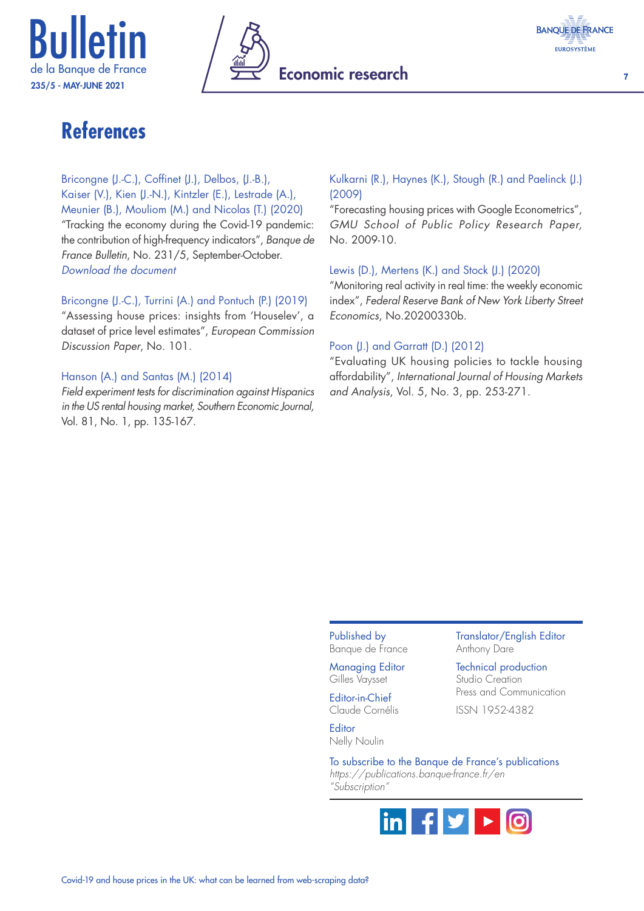# References

Bricongne (J.-C.), Coffinet (J.), Delbos, (J.-B.), Kaiser (V.), Kien (J.-N.), Kintzler (E.), Lestrade (A.), Meunier (B.), Mouliom (M.) and Nicolas (T.) (2020)
"Tracking the economy during the Covid-19 pandemic: the contribution of high-frequency indicators", *Banque de France Bulletin*, No. 231/5, September-October.
*Download the document*

Bricongne (J.-C.), Turrini (A.) and Pontuch (P.) (2019)
"Assessing house prices: insights from 'Houselev', a dataset of price level estimates", *European Commission Discussion Paper*, No. 101.

Hanson (A.) and Santas (M.) (2014)
*Field experiment tests for discrimination against Hispanics in the US rental housing market, Southern Economic Journal*, Vol. 81, No. 1, pp. 135-167.

Kulkarni (R.), Haynes (K.), Stough (R.) and Paelinck (J.) (2009)
"Forecasting housing prices with Google Econometrics", *GMU School of Public Policy Research Paper*, No. 2009-10.

Lewis (D.), Mertens (K.) and Stock (J.) (2020)
"Monitoring real activity in real time: the weekly economic index", *Federal Reserve Bank of New York Liberty Street Economics*, No.20200330b.

Poon (J.) and Garratt (D.) (2012)
"Evaluating UK housing policies to tackle housing affordability", *International Journal of Housing Markets and Analysis*, Vol. 5, No. 3, pp. 253-271.

Published by
Banque de France

Managing Editor
Gilles Vaysset

Editor-in-Chief
Claude Cornélis

Editor
Nelly Noulin

Translator/English Editor
Anthony Dare

Technical production
Studio Creation
Press and Communication

ISSN 1952-4382

To subscribe to the Banque de France's publications
*https://publications.banque-france.fr/en "Subscription"*